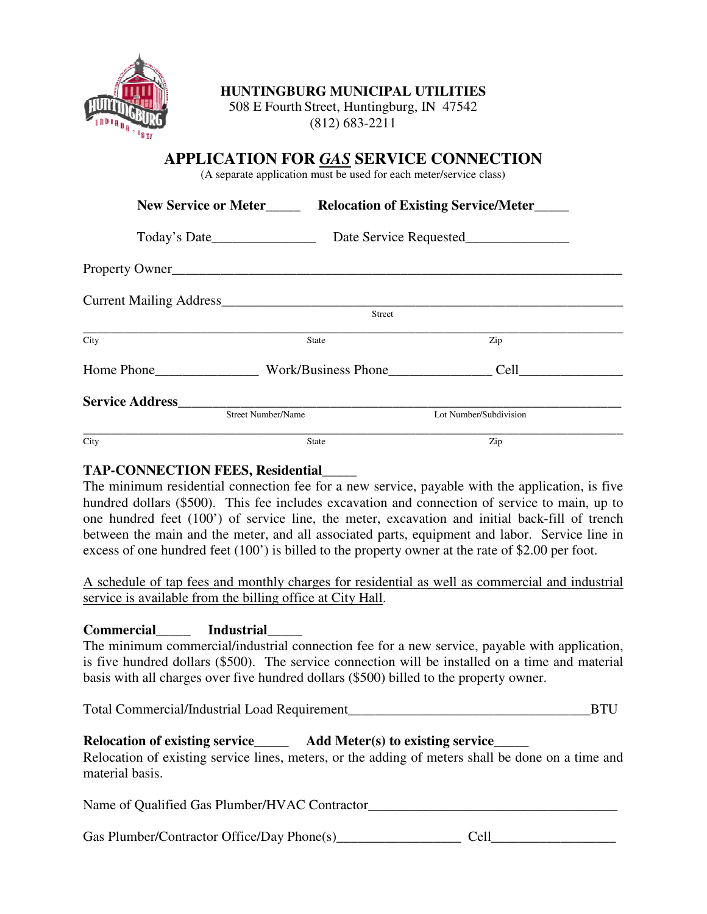**HUNTINGBURG MUNICIPAL UTILITIES**
508 E Fourth Street, Huntingburg, IN 47542
(812) 683-2211

# APPLICATION FOR *GAS* SERVICE CONNECTION

(A separate application must be used for each meter/service class)

**New Service or Meter_____ Relocation of Existing Service/Meter_____**

Today's Date_______________ Date Service Requested_______________

Property Owner_________________________________________________________________

Current Mailing Address_________________________________________________________
Street

_______________________________________________________________________________
City State Zip

Home Phone_______________ Work/Business Phone_______________ Cell_______________

**Service Address**_______________________________________________________________
Street Number/Name Lot Number/Subdivision

_______________________________________________________________________________
City State Zip

**TAP-CONNECTION FEES, Residential_____**

The minimum residential connection fee for a new service, payable with the application, is five hundred dollars ($500). This fee includes excavation and connection of service to main, up to one hundred feet (100') of service line, the meter, excavation and initial back-fill of trench between the main and the meter, and all associated parts, equipment and labor. Service line in excess of one hundred feet (100') is billed to the property owner at the rate of $2.00 per foot.

<u>A schedule of tap fees and monthly charges for residential as well as commercial and industrial service is available from the billing office at City Hall</u>.

**Commercial_____ Industrial_____**

The minimum commercial/industrial connection fee for a new service, payable with application, is five hundred dollars ($500). The service connection will be installed on a time and material basis with all charges over five hundred dollars ($500) billed to the property owner.

Total Commercial/Industrial Load Requirement___________________________________BTU

**Relocation of existing service_____ Add Meter(s) to existing service_____**

Relocation of existing service lines, meters, or the adding of meters shall be done on a time and material basis.

Name of Qualified Gas Plumber/HVAC Contractor_____________________________________

Gas Plumber/Contractor Office/Day Phone(s)__________________ Cell__________________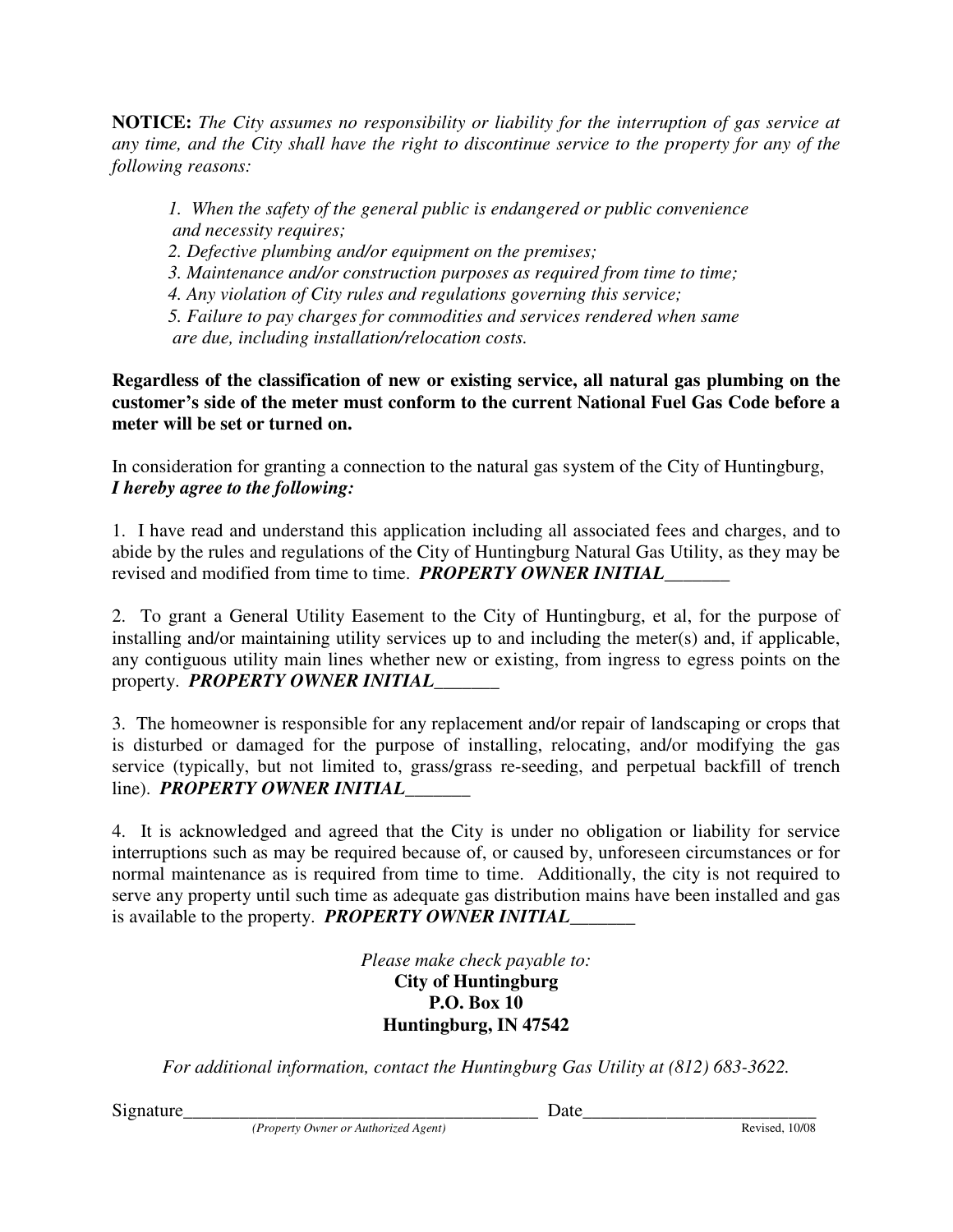**NOTICE:** *The City assumes no responsibility or liability for the interruption of gas service at any time, and the City shall have the right to discontinue service to the property for any of the following reasons:*

> *1. When the safety of the general public is endangered or public convenience and necessity requires;*
> *2. Defective plumbing and/or equipment on the premises;*
> *3. Maintenance and/or construction purposes as required from time to time;*
> *4. Any violation of City rules and regulations governing this service;*
> *5. Failure to pay charges for commodities and services rendered when same are due, including installation/relocation costs.*

**Regardless of the classification of new or existing service, all natural gas plumbing on the customer's side of the meter must conform to the current National Fuel Gas Code before a meter will be set or turned on.**

In consideration for granting a connection to the natural gas system of the City of Huntingburg, ***I hereby agree to the following:***

1. I have read and understand this application including all associated fees and charges, and to abide by the rules and regulations of the City of Huntingburg Natural Gas Utility, as they may be revised and modified from time to time. ***PROPERTY OWNER INITIAL_______***

2. To grant a General Utility Easement to the City of Huntingburg, et al, for the purpose of installing and/or maintaining utility services up to and including the meter(s) and, if applicable, any contiguous utility main lines whether new or existing, from ingress to egress points on the property. ***PROPERTY OWNER INITIAL_______***

3. The homeowner is responsible for any replacement and/or repair of landscaping or crops that is disturbed or damaged for the purpose of installing, relocating, and/or modifying the gas service (typically, but not limited to, grass/grass re-seeding, and perpetual backfill of trench line). ***PROPERTY OWNER INITIAL_______***

4. It is acknowledged and agreed that the City is under no obligation or liability for service interruptions such as may be required because of, or caused by, unforeseen circumstances or for normal maintenance as is required from time to time. Additionally, the city is not required to serve any property until such time as adequate gas distribution mains have been installed and gas is available to the property. ***PROPERTY OWNER INITIAL_______***

*Please make check payable to:*
**City of Huntingburg**
**P.O. Box 10**
**Huntingburg, IN 47542**

*For additional information, contact the Huntingburg Gas Utility at (812) 683-3622.*

Signature_______________________________________ Date_________________________
*(Property Owner or Authorized Agent)*

Revised, 10/08